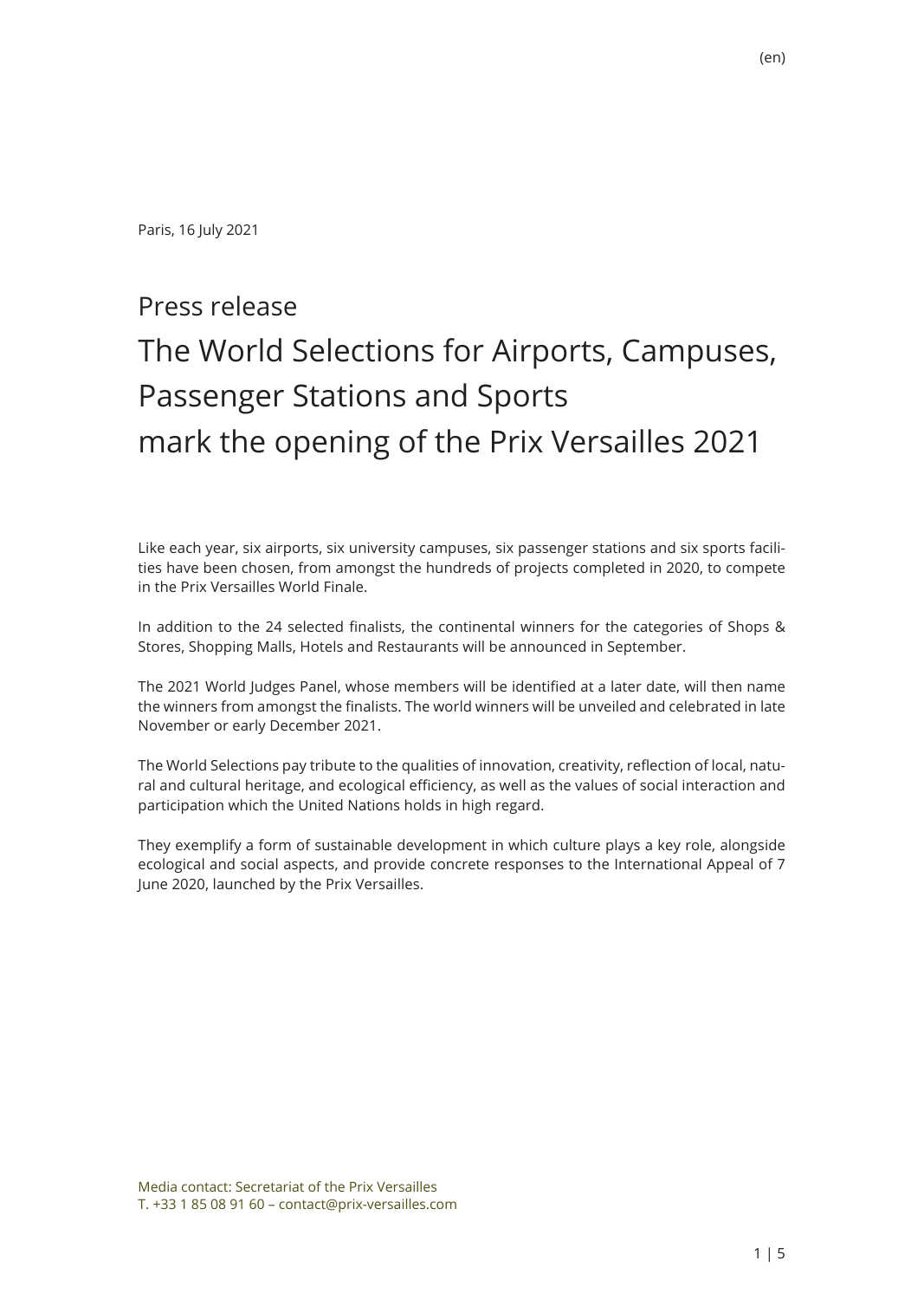(en)

Paris, 16 July 2021

# Press release

# The World Selections for Airports, Campuses, Passenger Stations and Sports mark the opening of the Prix Versailles 2021

Like each year, six airports, six university campuses, six passenger stations and six sports facilities have been chosen, from amongst the hundreds of projects completed in 2020, to compete in the Prix Versailles World Finale.

In addition to the 24 selected finalists, the continental winners for the categories of Shops & Stores, Shopping Malls, Hotels and Restaurants will be announced in September.

The 2021 World Judges Panel, whose members will be identified at a later date, will then name the winners from amongst the finalists. The world winners will be unveiled and celebrated in late November or early December 2021.

The World Selections pay tribute to the qualities of innovation, creativity, reflection of local, natural and cultural heritage, and ecological efficiency, as well as the values of social interaction and participation which the United Nations holds in high regard.

They exemplify a form of sustainable development in which culture plays a key role, alongside ecological and social aspects, and provide concrete responses to the International Appeal of 7 June 2020, launched by the Prix Versailles.

Media contact: Secretariat of the Prix Versailles
T. +33 1 85 08 91 60 – contact@prix-versailles.com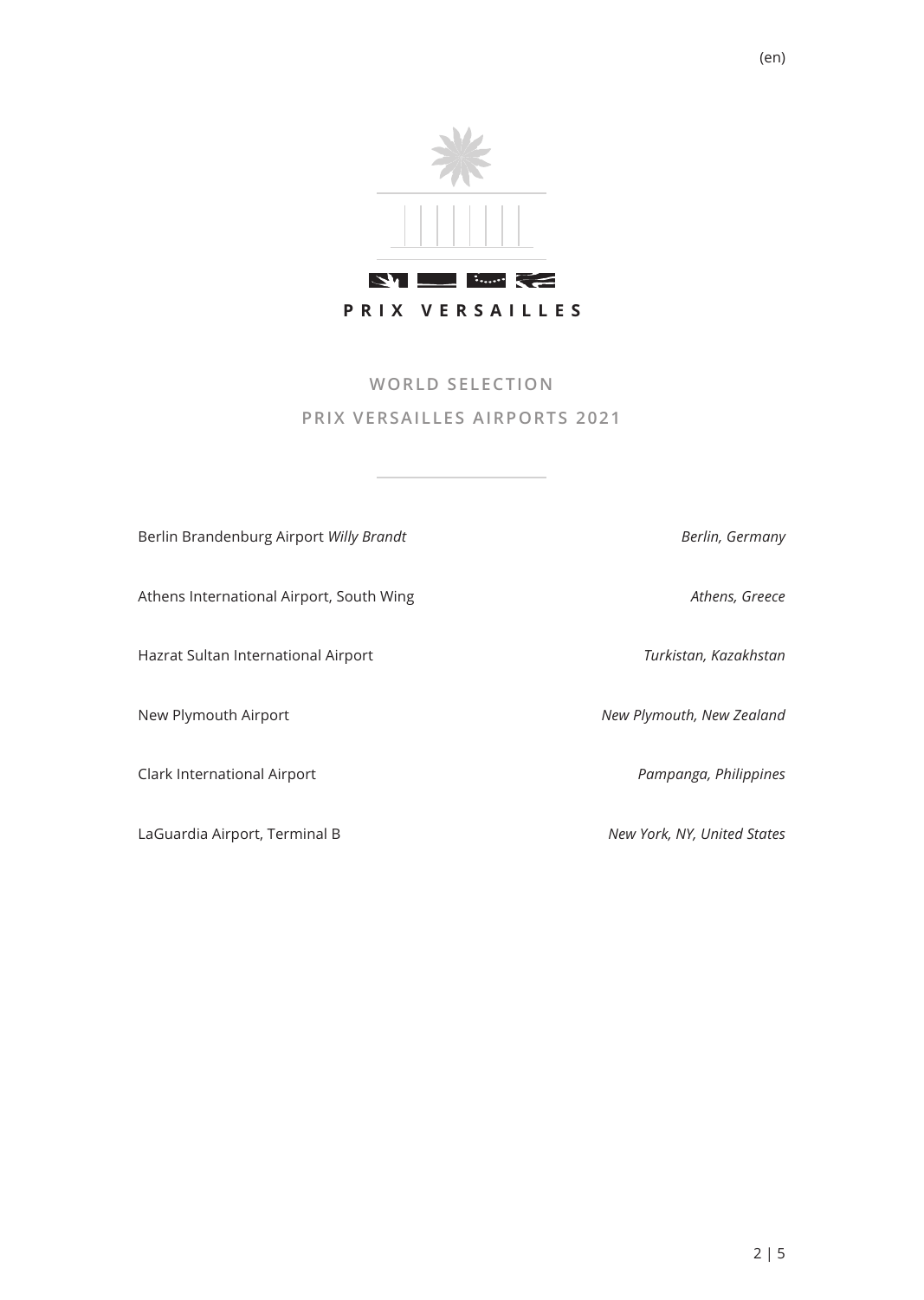(en)

**PRIX VERSAILLES**

## WORLD SELECTION
## PRIX VERSAILLES AIRPORTS 2021

| | |
|---|---|
| Berlin Brandenburg Airport *Willy Brandt* | *Berlin, Germany* |
| Athens International Airport, South Wing | *Athens, Greece* |
| Hazrat Sultan International Airport | *Turkistan, Kazakhstan* |
| New Plymouth Airport | *New Plymouth, New Zealand* |
| Clark International Airport | *Pampanga, Philippines* |
| LaGuardia Airport, Terminal B | *New York, NY, United States* |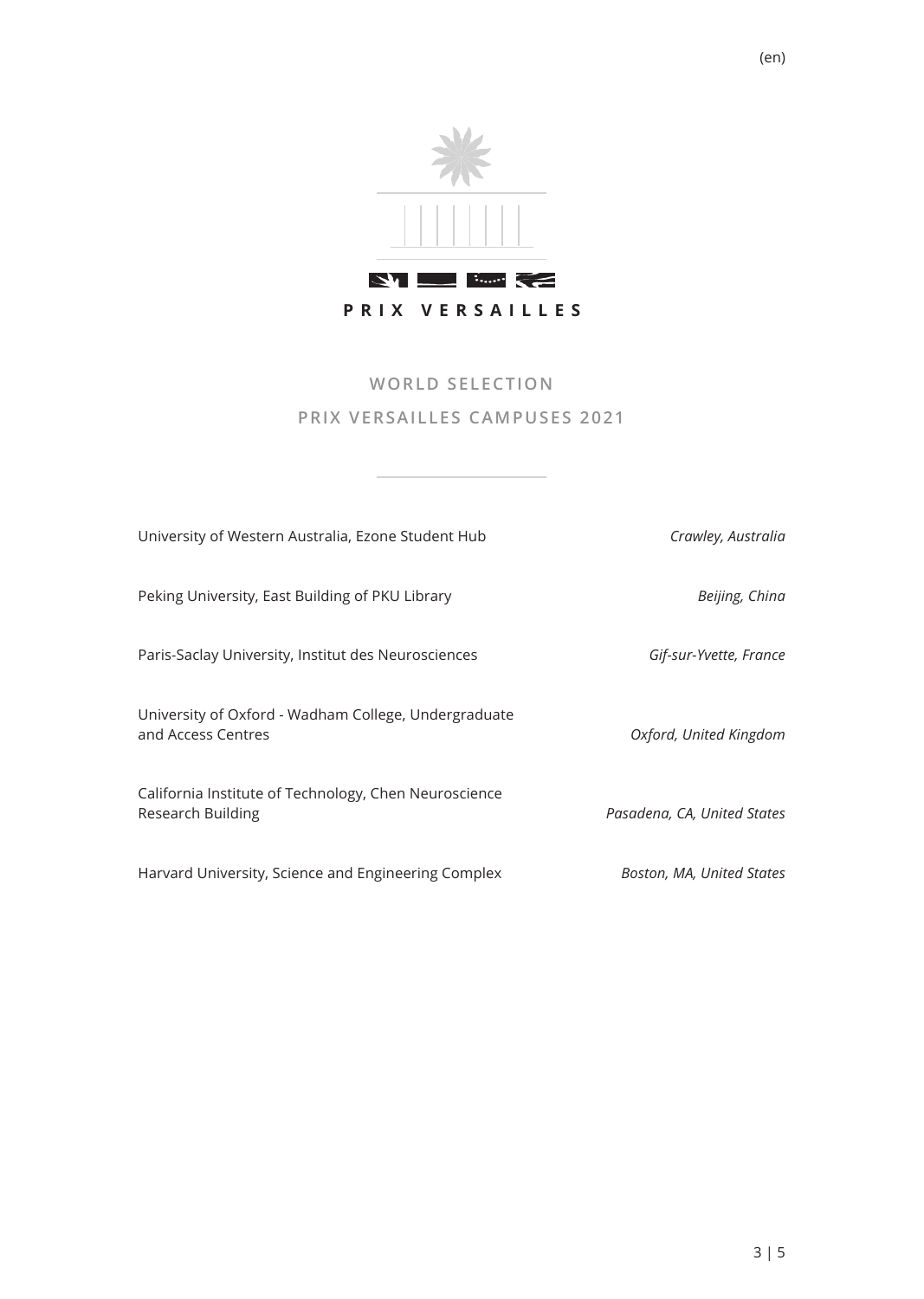**PRIX VERSAILLES**

## WORLD SELECTION

## PRIX VERSAILLES CAMPUSES 2021

| | |
|---|---|
| University of Western Australia, Ezone Student Hub | *Crawley, Australia* |
| Peking University, East Building of PKU Library | *Beijing, China* |
| Paris-Saclay University, Institut des Neurosciences | *Gif-sur-Yvette, France* |
| University of Oxford - Wadham College, Undergraduate and Access Centres | *Oxford, United Kingdom* |
| California Institute of Technology, Chen Neuroscience Research Building | *Pasadena, CA, United States* |
| Harvard University, Science and Engineering Complex | *Boston, MA, United States* |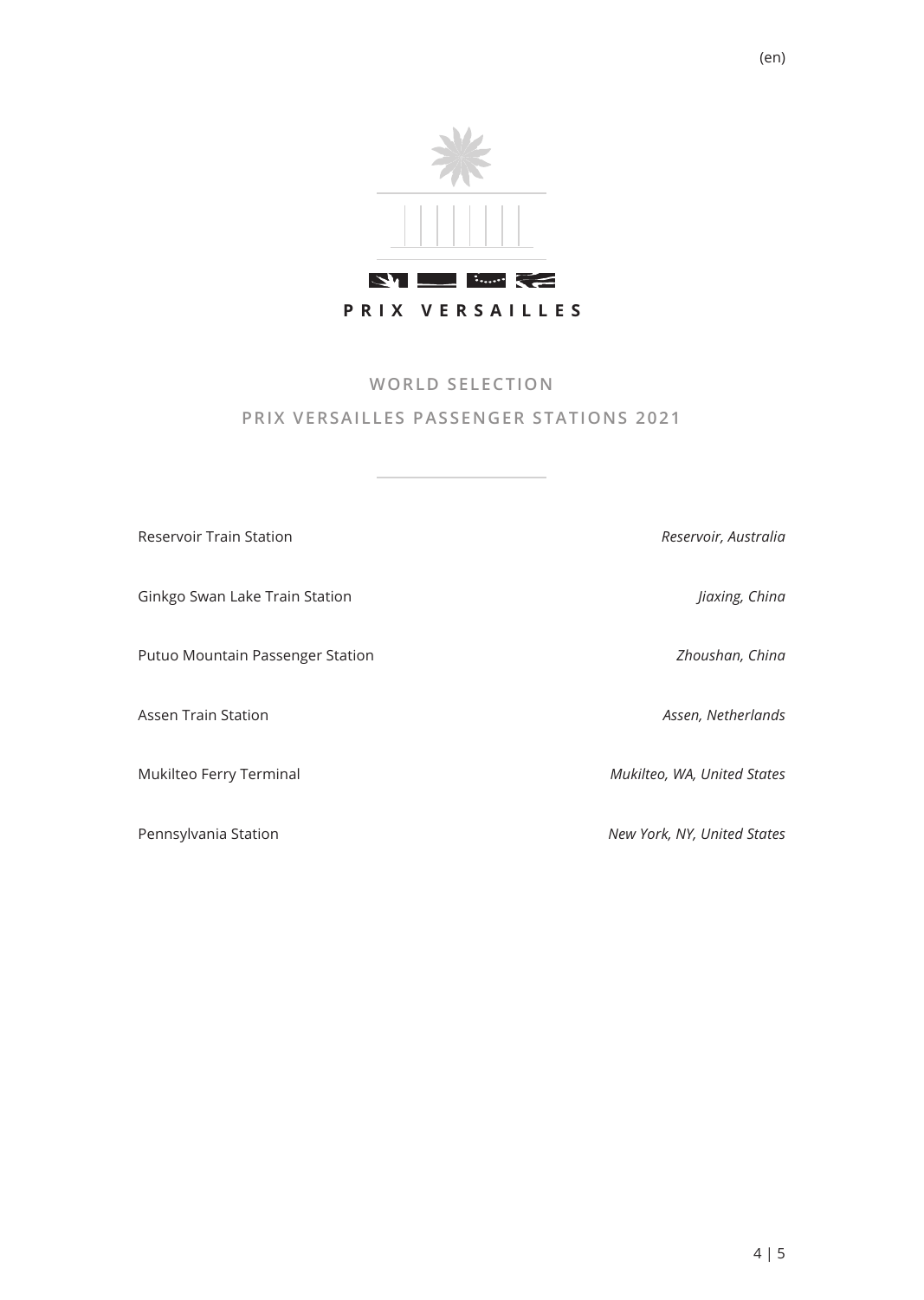(en)

**PRIX VERSAILLES**

## WORLD SELECTION

## PRIX VERSAILLES PASSENGER STATIONS 2021

| | |
|---|---|
| Reservoir Train Station | *Reservoir, Australia* |
| Ginkgo Swan Lake Train Station | *Jiaxing, China* |
| Putuo Mountain Passenger Station | *Zhoushan, China* |
| Assen Train Station | *Assen, Netherlands* |
| Mukilteo Ferry Terminal | *Mukilteo, WA, United States* |
| Pennsylvania Station | *New York, NY, United States* |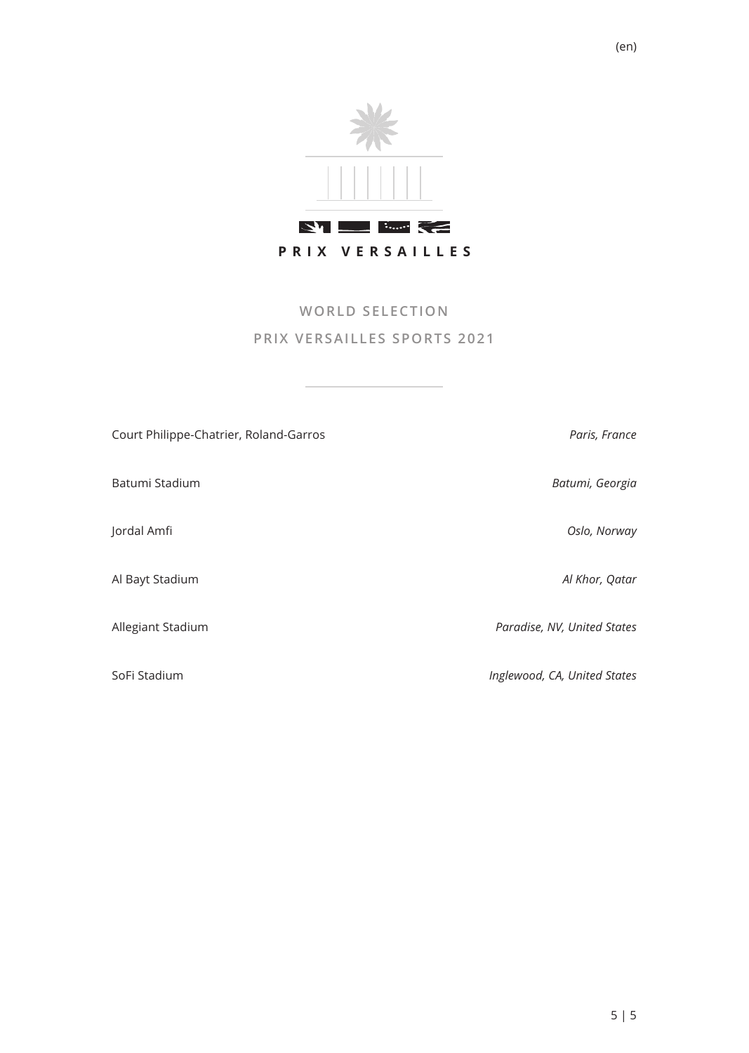(en)

PRIX VERSAILLES

## WORLD SELECTION

## PRIX VERSAILLES SPORTS 2021

| | |
|---|---|
| Court Philippe-Chatrier, Roland-Garros | *Paris, France* |
| Batumi Stadium | *Batumi, Georgia* |
| Jordal Amfi | *Oslo, Norway* |
| Al Bayt Stadium | *Al Khor, Qatar* |
| Allegiant Stadium | *Paradise, NV, United States* |
| SoFi Stadium | *Inglewood, CA, United States* |